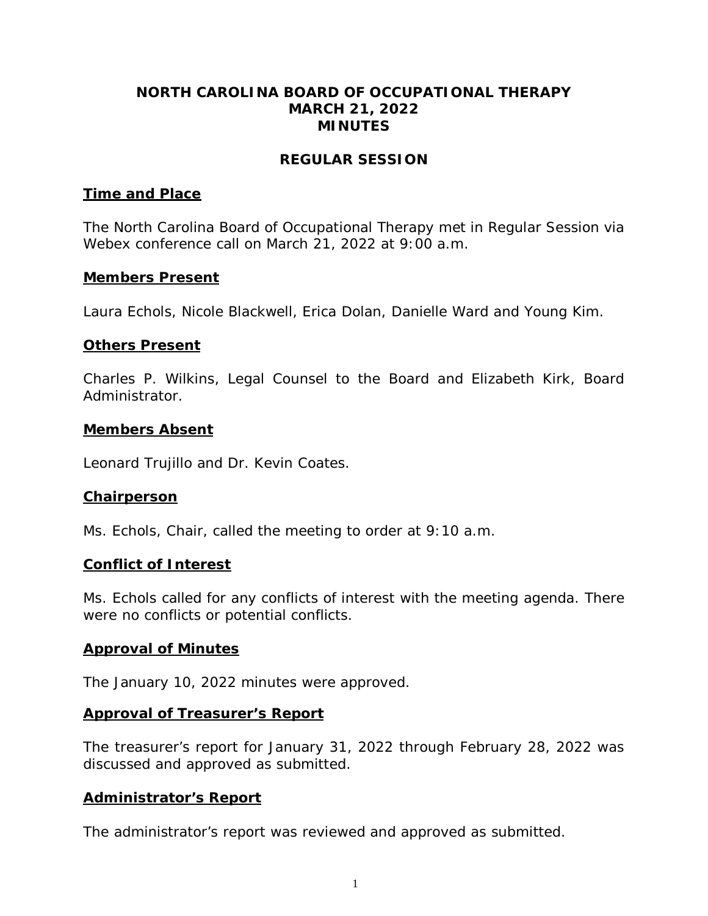# NORTH CAROLINA BOARD OF OCCUPATIONAL THERAPY
# MARCH 21, 2022
# MINUTES

## REGULAR SESSION

### Time and Place

The North Carolina Board of Occupational Therapy met in Regular Session via Webex conference call on March 21, 2022 at 9:00 a.m.

### Members Present

Laura Echols, Nicole Blackwell, Erica Dolan, Danielle Ward and Young Kim.

### Others Present

Charles P. Wilkins, Legal Counsel to the Board and Elizabeth Kirk, Board Administrator.

### Members Absent

Leonard Trujillo and Dr. Kevin Coates.

### Chairperson

Ms. Echols, Chair, called the meeting to order at 9:10 a.m.

### Conflict of Interest

Ms. Echols called for any conflicts of interest with the meeting agenda. There were no conflicts or potential conflicts.

### Approval of Minutes

The January 10, 2022 minutes were approved.

### Approval of Treasurer's Report

The treasurer's report for January 31, 2022 through February 28, 2022 was discussed and approved as submitted.

### Administrator's Report

The administrator's report was reviewed and approved as submitted.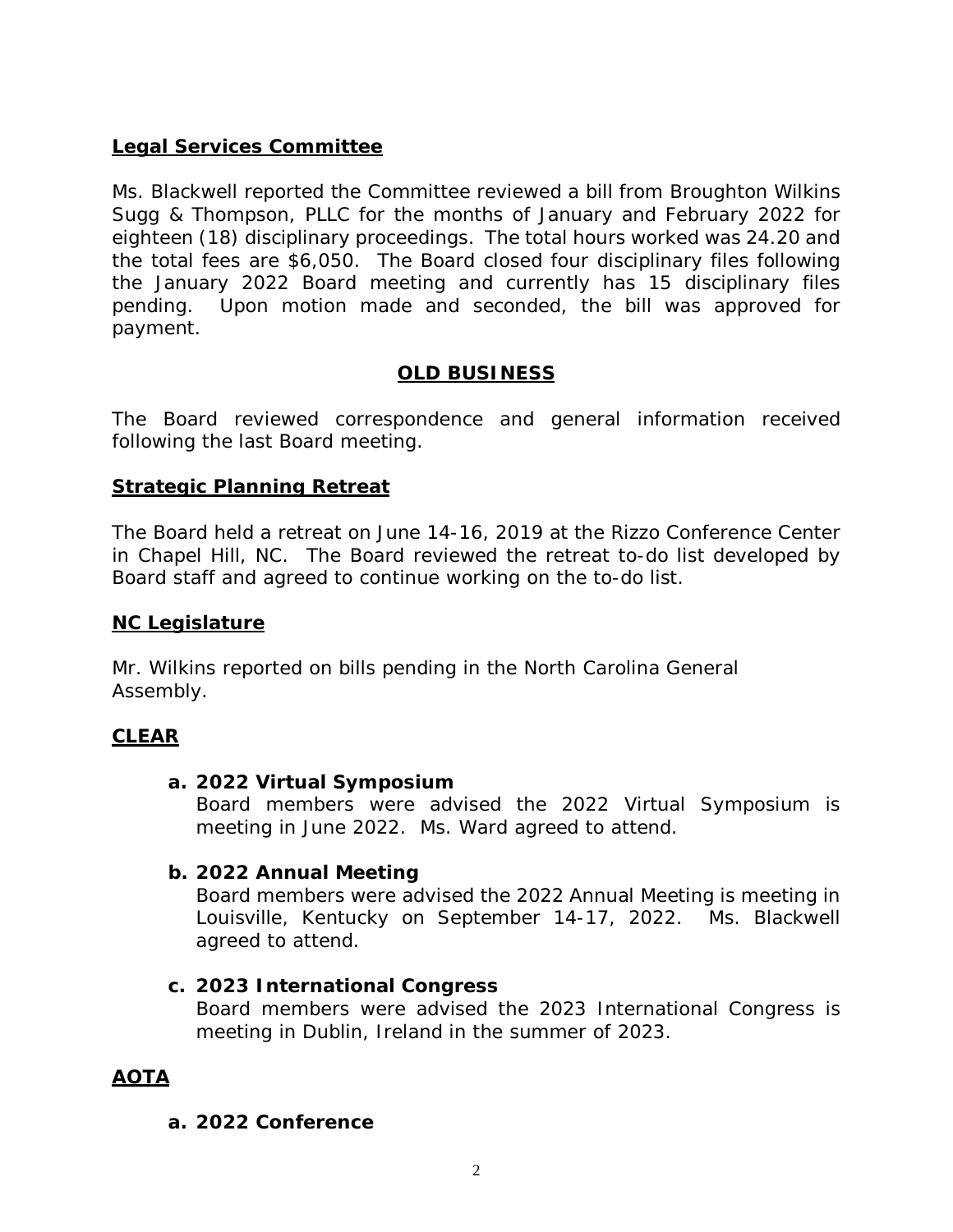**Legal Services Committee**

Ms. Blackwell reported the Committee reviewed a bill from Broughton Wilkins Sugg & Thompson, PLLC for the months of January and February 2022 for eighteen (18) disciplinary proceedings. The total hours worked was 24.20 and the total fees are $6,050. The Board closed four disciplinary files following the January 2022 Board meeting and currently has 15 disciplinary files pending. Upon motion made and seconded, the bill was approved for payment.

## OLD BUSINESS

The Board reviewed correspondence and general information received following the last Board meeting.

**Strategic Planning Retreat**

The Board held a retreat on June 14-16, 2019 at the Rizzo Conference Center in Chapel Hill, NC. The Board reviewed the retreat to-do list developed by Board staff and agreed to continue working on the to-do list.

**NC Legislature**

Mr. Wilkins reported on bills pending in the North Carolina General Assembly.

**CLEAR**

a. **2022 Virtual Symposium**
   Board members were advised the 2022 Virtual Symposium is meeting in June 2022. Ms. Ward agreed to attend.

b. **2022 Annual Meeting**
   Board members were advised the 2022 Annual Meeting is meeting in Louisville, Kentucky on September 14-17, 2022. Ms. Blackwell agreed to attend.

c. **2023 International Congress**
   Board members were advised the 2023 International Congress is meeting in Dublin, Ireland in the summer of 2023.

**AOTA**

a. **2022 Conference**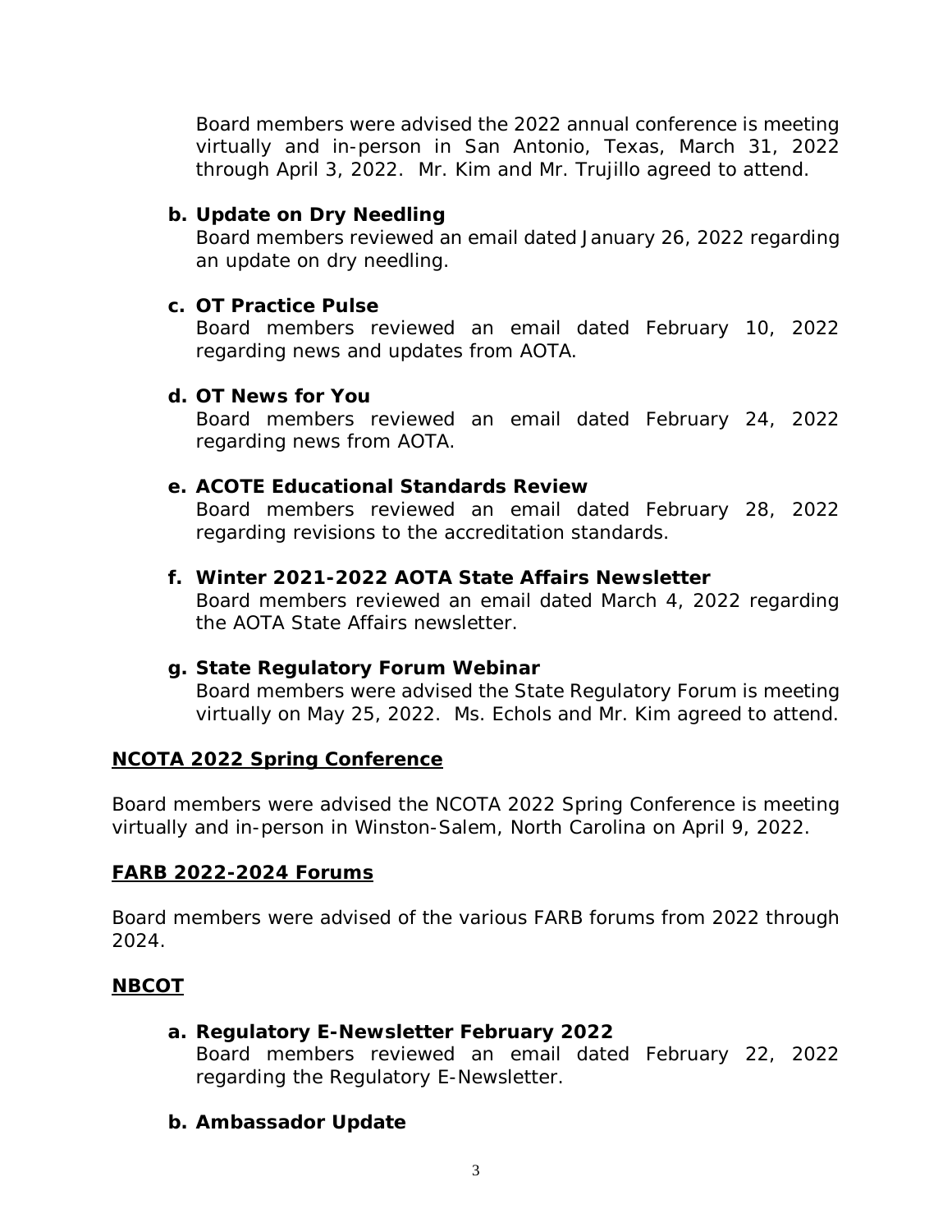Board members were advised the 2022 annual conference is meeting virtually and in-person in San Antonio, Texas, March 31, 2022 through April 3, 2022. Mr. Kim and Mr. Trujillo agreed to attend.

**b. Update on Dry Needling**

Board members reviewed an email dated January 26, 2022 regarding an update on dry needling.

**c. OT Practice Pulse**

Board members reviewed an email dated February 10, 2022 regarding news and updates from AOTA.

**d. OT News for You**

Board members reviewed an email dated February 24, 2022 regarding news from AOTA.

**e. ACOTE Educational Standards Review**

Board members reviewed an email dated February 28, 2022 regarding revisions to the accreditation standards.

**f. Winter 2021-2022 AOTA State Affairs Newsletter**

Board members reviewed an email dated March 4, 2022 regarding the AOTA State Affairs newsletter.

**g. State Regulatory Forum Webinar**

Board members were advised the State Regulatory Forum is meeting virtually on May 25, 2022. Ms. Echols and Mr. Kim agreed to attend.

## NCOTA 2022 Spring Conference

Board members were advised the NCOTA 2022 Spring Conference is meeting virtually and in-person in Winston-Salem, North Carolina on April 9, 2022.

## FARB 2022-2024 Forums

Board members were advised of the various FARB forums from 2022 through 2024.

## NBCOT

**a. Regulatory E-Newsletter February 2022**

Board members reviewed an email dated February 22, 2022 regarding the Regulatory E-Newsletter.

**b. Ambassador Update**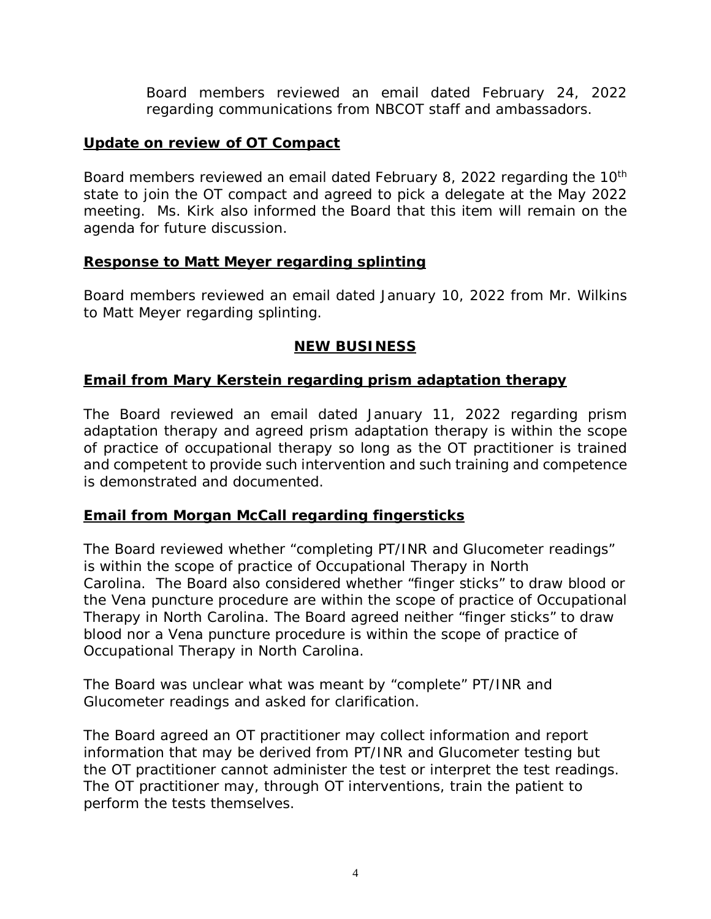Board members reviewed an email dated February 24, 2022 regarding communications from NBCOT staff and ambassadors.

**Update on review of OT Compact**

Board members reviewed an email dated February 8, 2022 regarding the 10th state to join the OT compact and agreed to pick a delegate at the May 2022 meeting. Ms. Kirk also informed the Board that this item will remain on the agenda for future discussion.

**Response to Matt Meyer regarding splinting**

Board members reviewed an email dated January 10, 2022 from Mr. Wilkins to Matt Meyer regarding splinting.

## NEW BUSINESS

**Email from Mary Kerstein regarding prism adaptation therapy**

The Board reviewed an email dated January 11, 2022 regarding prism adaptation therapy and agreed prism adaptation therapy is within the scope of practice of occupational therapy so long as the OT practitioner is trained and competent to provide such intervention and such training and competence is demonstrated and documented.

**Email from Morgan McCall regarding fingersticks**

The Board reviewed whether "completing PT/INR and Glucometer readings" is within the scope of practice of Occupational Therapy in North Carolina. The Board also considered whether "finger sticks" to draw blood or the Vena puncture procedure are within the scope of practice of Occupational Therapy in North Carolina. The Board agreed neither "finger sticks" to draw blood nor a Vena puncture procedure is within the scope of practice of Occupational Therapy in North Carolina.

The Board was unclear what was meant by "complete" PT/INR and Glucometer readings and asked for clarification.

The Board agreed an OT practitioner may collect information and report information that may be derived from PT/INR and Glucometer testing but the OT practitioner cannot administer the test or interpret the test readings. The OT practitioner may, through OT interventions, train the patient to perform the tests themselves.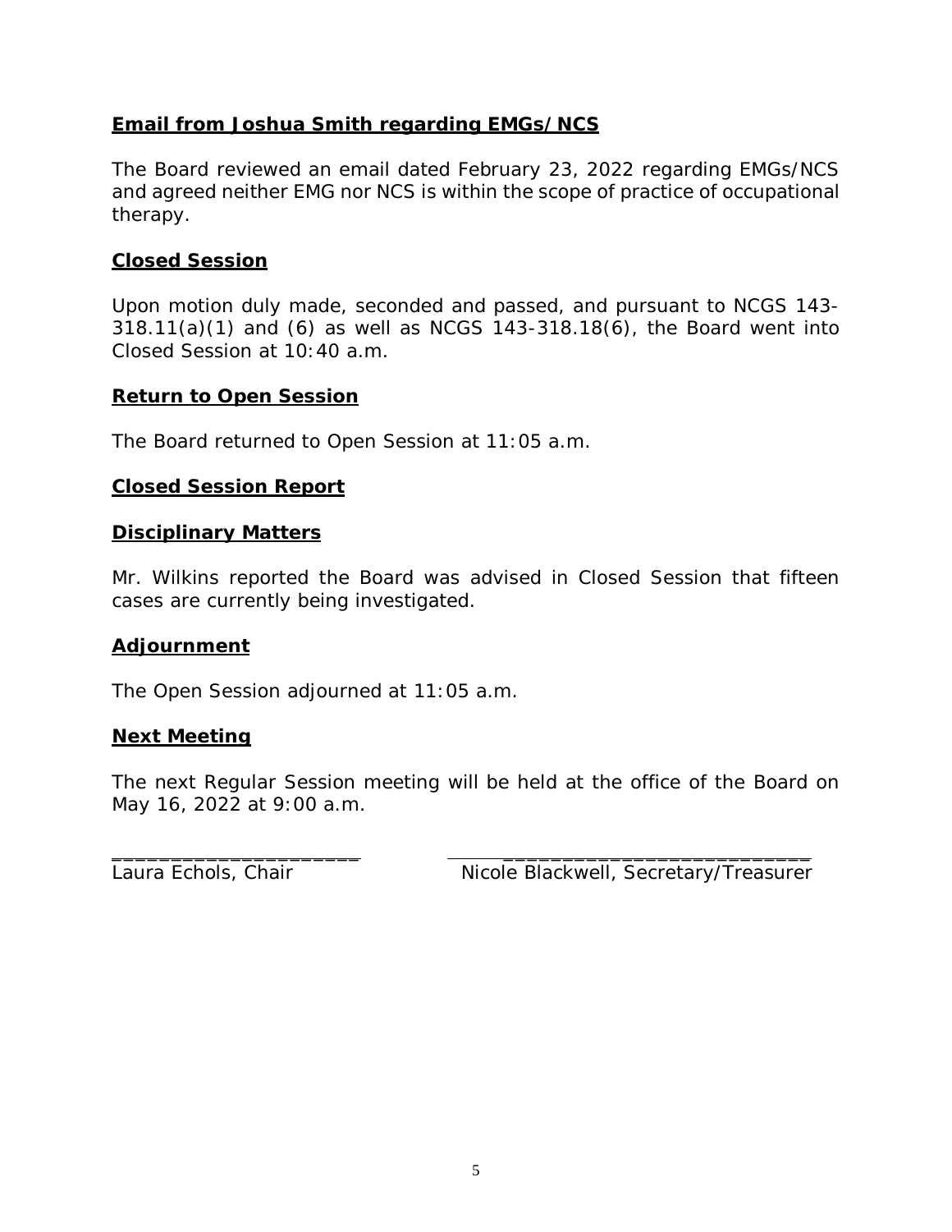**Email from Joshua Smith regarding EMGs/NCS**

The Board reviewed an email dated February 23, 2022 regarding EMGs/NCS and agreed neither EMG nor NCS is within the scope of practice of occupational therapy.

**Closed Session**

Upon motion duly made, seconded and passed, and pursuant to NCGS 143-318.11(a)(1) and (6) as well as NCGS 143-318.18(6), the Board went into Closed Session at 10:40 a.m.

**Return to Open Session**

The Board returned to Open Session at 11:05 a.m.

**Closed Session Report**

**Disciplinary Matters**

Mr. Wilkins reported the Board was advised in Closed Session that fifteen cases are currently being investigated.

**Adjournment**

The Open Session adjourned at 11:05 a.m.

**Next Meeting**

The next Regular Session meeting will be held at the office of the Board on May 16, 2022 at 9:00 a.m.

______________________ ______________________________

Laura Echols, Chair Nicole Blackwell, Secretary/Treasurer